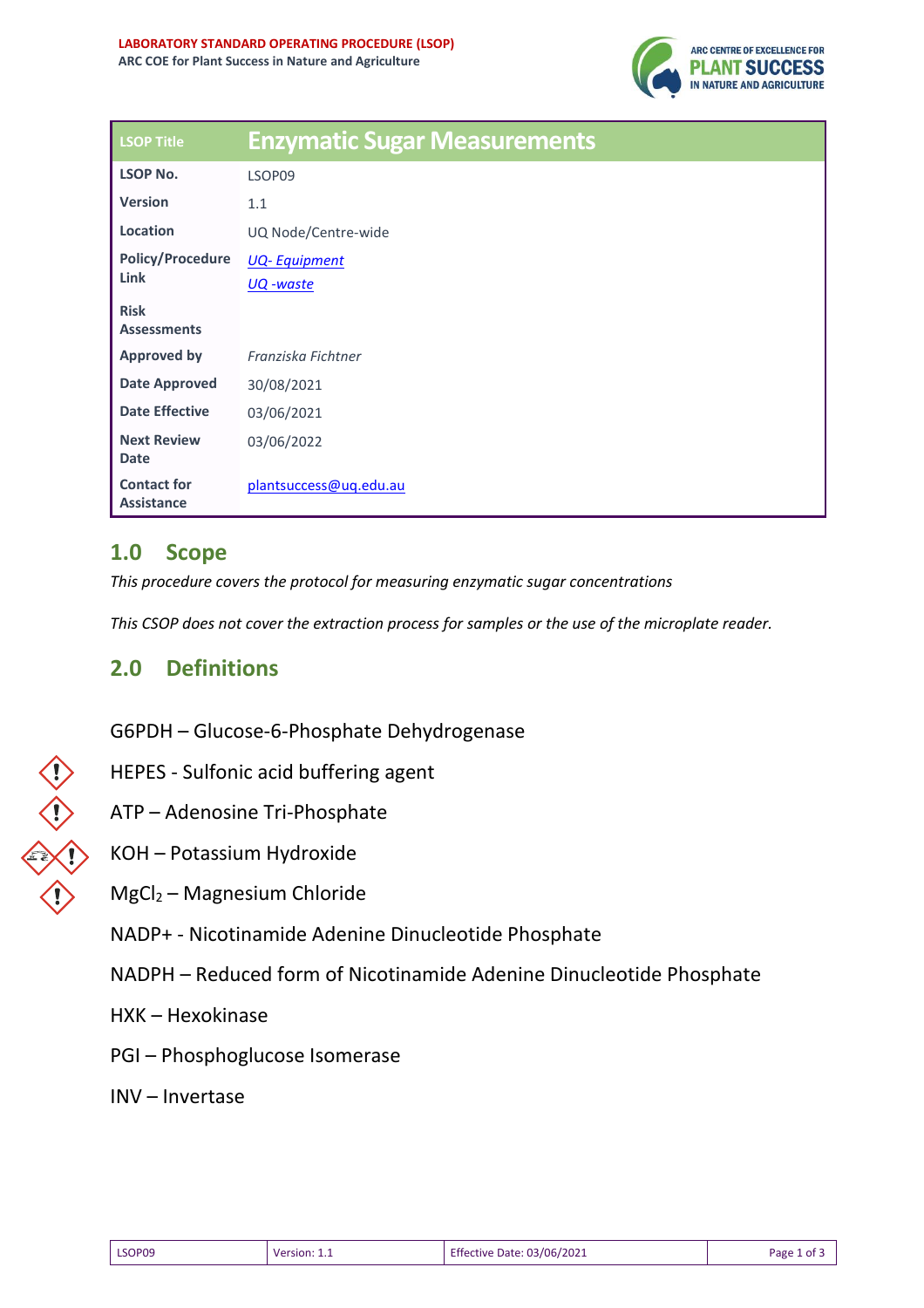**LABORATORY STANDARD OPERATING PROCEDURE (LSOP)**
**ARC COE for Plant Success in Nature and Agriculture**

| LSOP Title | Enzymatic Sugar Measurements |
| --- | --- |
| **LSOP No.** | LSOP09 |
| **Version** | 1.1 |
| **Location** | UQ Node/Centre-wide |
| **Policy/Procedure Link** | *UQ- Equipment* *UQ -waste* |
| **Risk Assessments** | |
| **Approved by** | *Franziska Fichtner* |
| **Date Approved** | 30/08/2021 |
| **Date Effective** | 03/06/2021 |
| **Next Review Date** | 03/06/2022 |
| **Contact for Assistance** | plantsuccess@uq.edu.au |

## 1.0 Scope

*This procedure covers the protocol for measuring enzymatic sugar concentrations*

*This CSOP does not cover the extraction process for samples or the use of the microplate reader.*

## 2.0 Definitions

G6PDH – Glucose-6-Phosphate Dehydrogenase

HEPES - Sulfonic acid buffering agent

ATP – Adenosine Tri-Phosphate

KOH – Potassium Hydroxide

$MgCl_2$ – Magnesium Chloride

NADP+ - Nicotinamide Adenine Dinucleotide Phosphate

NADPH – Reduced form of Nicotinamide Adenine Dinucleotide Phosphate

HXK – Hexokinase

PGI – Phosphoglucose Isomerase

INV – Invertase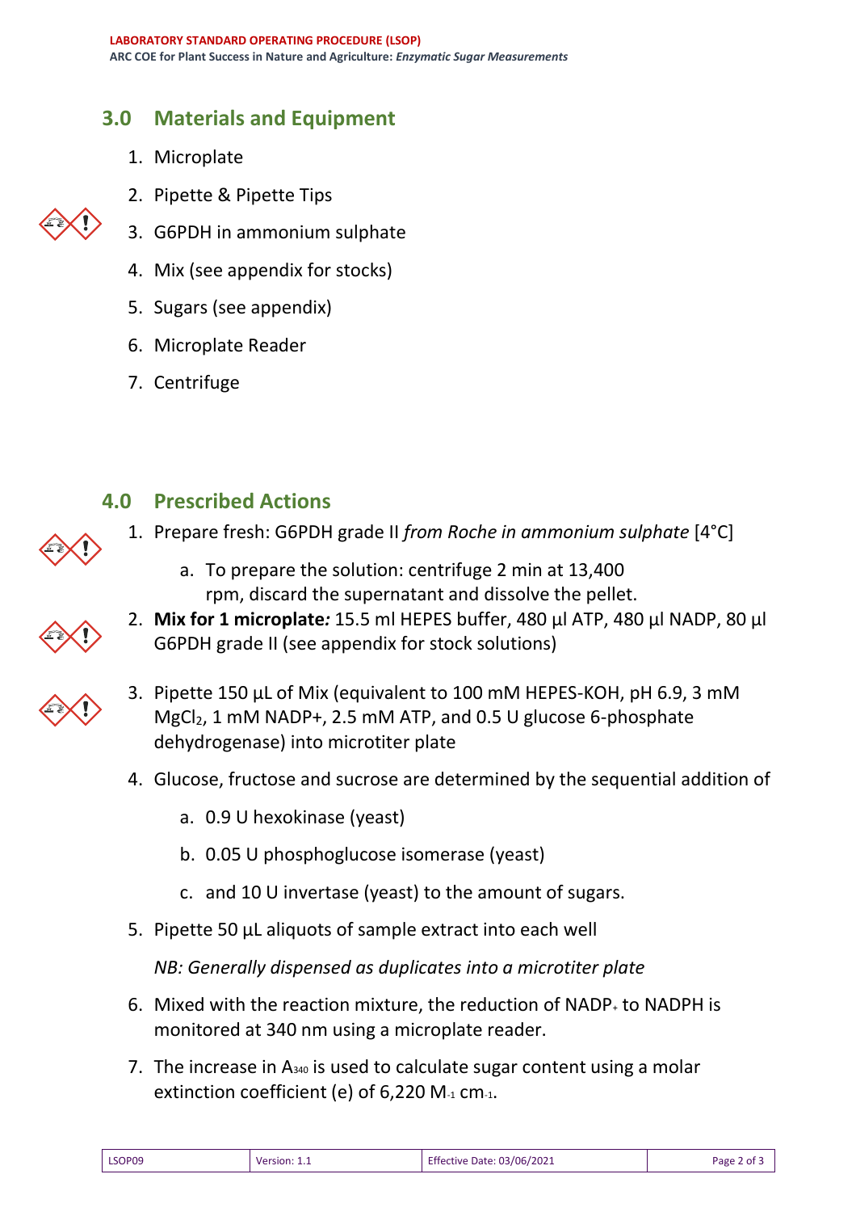## 3.0 Materials and Equipment

1. Microplate
2. Pipette & Pipette Tips
3. G6PDH in ammonium sulphate
4. Mix (see appendix for stocks)
5. Sugars (see appendix)
6. Microplate Reader
7. Centrifuge

## 4.0 Prescribed Actions

1. Prepare fresh: G6PDH grade II *from Roche in ammonium sulphate* [4°C]
   a. To prepare the solution: centrifuge 2 min at 13,400 rpm, discard the supernatant and dissolve the pellet.
2. **Mix for 1 microplate*:*** 15.5 ml HEPES buffer, 480 µl ATP, 480 µl NADP, 80 µl G6PDH grade II (see appendix for stock solutions)
3. Pipette 150 µL of Mix (equivalent to 100 mM HEPES-KOH, pH 6.9, 3 mM $MgCl_2$, 1 mM NADP+, 2.5 mM ATP, and 0.5 U glucose 6-phosphate dehydrogenase) into microtiter plate
4. Glucose, fructose and sucrose are determined by the sequential addition of
   a. 0.9 U hexokinase (yeast)
   b. 0.05 U phosphoglucose isomerase (yeast)
   c. and 10 U invertase (yeast) to the amount of sugars.
5. Pipette 50 µL aliquots of sample extract into each well

   *NB: Generally dispensed as duplicates into a microtiter plate*
6. Mixed with the reaction mixture, the reduction of $NADP_+$ to NADPH is monitored at 340 nm using a microplate reader.
7. The increase in $A_{340}$ is used to calculate sugar content using a molar extinction coefficient (e) of 6,220 $M_{-1}$ $cm_{-1}$.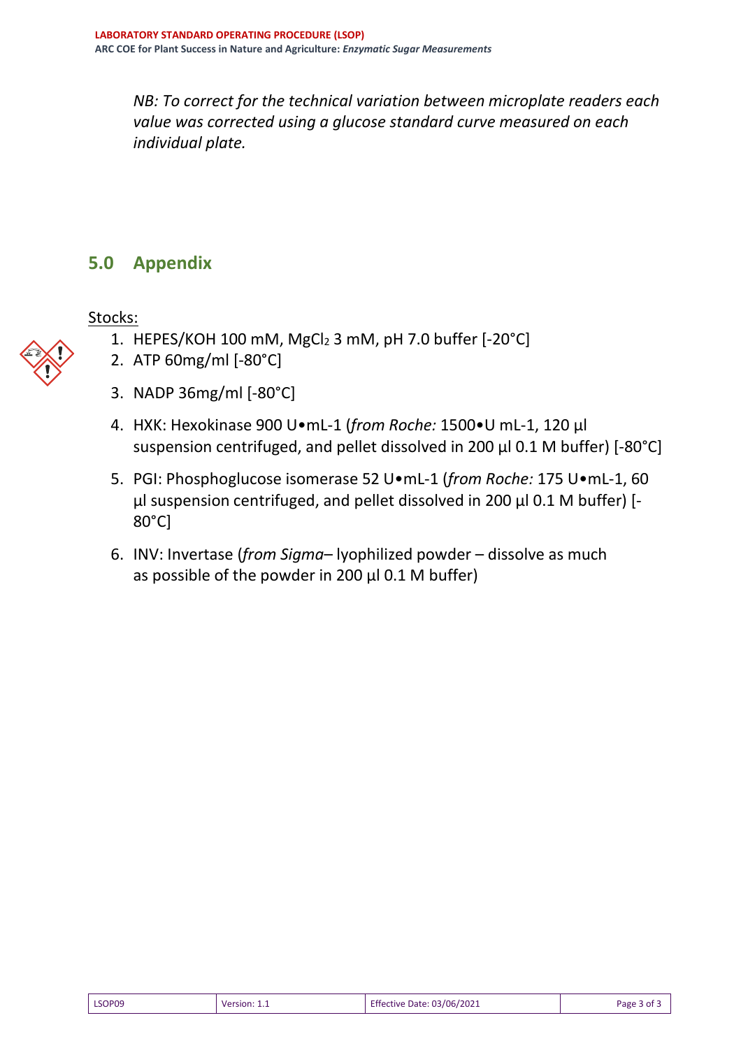*NB: To correct for the technical variation between microplate readers each value was corrected using a glucose standard curve measured on each individual plate.*

## 5.0 Appendix

Stocks:

1. HEPES/KOH 100 mM, $MgCl_2$ 3 mM, pH 7.0 buffer [-20°C]
2. ATP 60mg/ml [-80°C]
3. NADP 36mg/ml [-80°C]
4. HXK: Hexokinase 900 U•mL-1 (*from Roche:* 1500•U mL-1, 120 µl suspension centrifuged, and pellet dissolved in 200 µl 0.1 M buffer) [-80°C]
5. PGI: Phosphoglucose isomerase 52 U•mL-1 (*from Roche:* 175 U•mL-1, 60 µl suspension centrifuged, and pellet dissolved in 200 µl 0.1 M buffer) [-80°C]
6. INV: Invertase (*from Sigma*– lyophilized powder – dissolve as much as possible of the powder in 200 µl 0.1 M buffer)